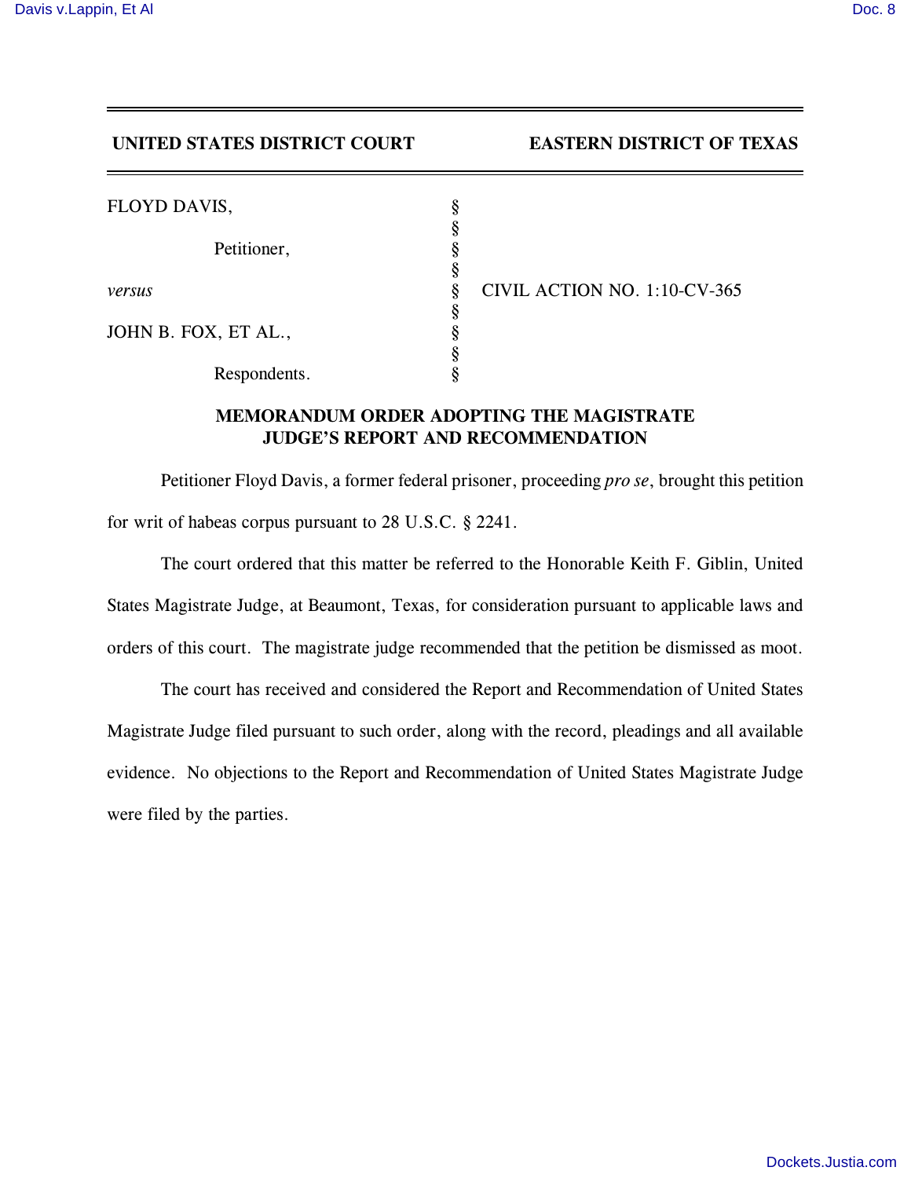**UNITED STATES DISTRICT COURT EASTERN DISTRICT OF TEXAS**

| | | |
|---|---|---|
| FLOYD DAVIS, | § | |
| | § | |
| Petitioner, | § | |
| | § | |
| *versus* | § | CIVIL ACTION NO. 1:10-CV-365 |
| | § | |
| JOHN B. FOX, ET AL., | § | |
| | § | |
| Respondents. | § | |

## MEMORANDUM ORDER ADOPTING THE MAGISTRATE JUDGE'S REPORT AND RECOMMENDATION

Petitioner Floyd Davis, a former federal prisoner, proceeding *pro se*, brought this petition for writ of habeas corpus pursuant to 28 U.S.C. § 2241.

The court ordered that this matter be referred to the Honorable Keith F. Giblin, United States Magistrate Judge, at Beaumont, Texas, for consideration pursuant to applicable laws and orders of this court. The magistrate judge recommended that the petition be dismissed as moot.

The court has received and considered the Report and Recommendation of United States Magistrate Judge filed pursuant to such order, along with the record, pleadings and all available evidence. No objections to the Report and Recommendation of United States Magistrate Judge were filed by the parties.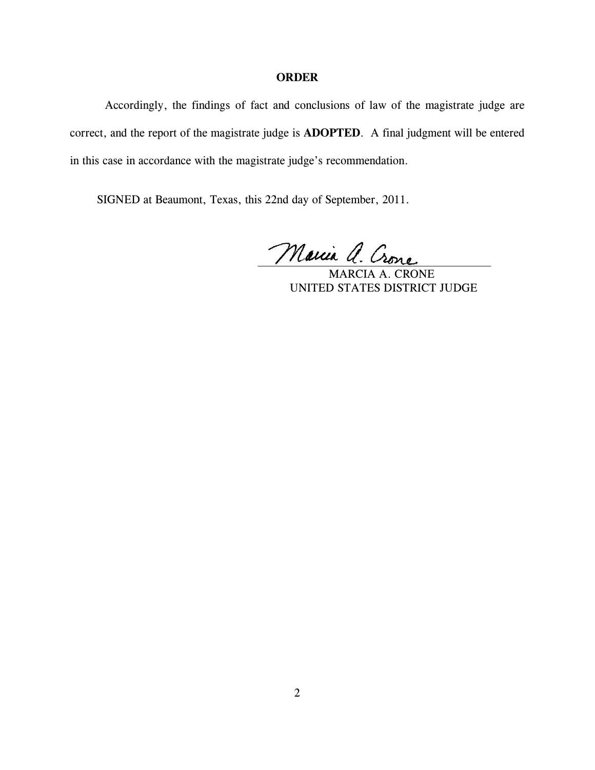**ORDER**

Accordingly, the findings of fact and conclusions of law of the magistrate judge are correct, and the report of the magistrate judge is **ADOPTED**. A final judgment will be entered in this case in accordance with the magistrate judge's recommendation.

SIGNED at Beaumont, Texas, this 22nd day of September, 2011.

Marcia A. Crone

MARCIA A. CRONE
UNITED STATES DISTRICT JUDGE